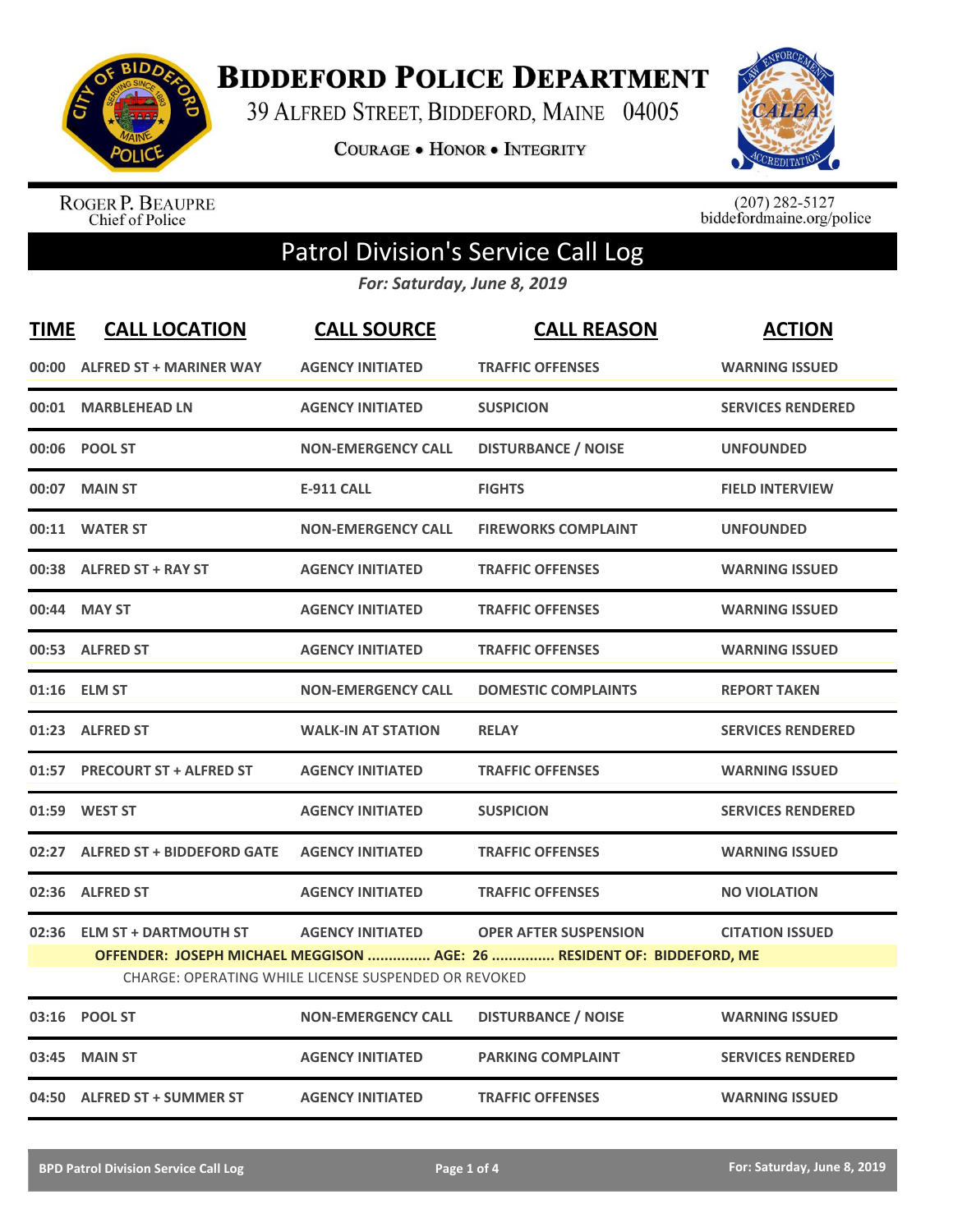# BIDDEFORD POLICE DEPARTMENT

39 ALFRED STREET, BIDDEFORD, MAINE 04005

COURAGE • HONOR • INTEGRITY

ROGER P. BEAUPRE
Chief of Police

(207) 282-5127
biddefordmaine.org/police

## Patrol Division's Service Call Log

*For: Saturday, June 8, 2019*

| TIME | CALL LOCATION | CALL SOURCE | CALL REASON | ACTION |
|---|---|---|---|---|
| 00:00 | ALFRED ST + MARINER WAY | AGENCY INITIATED | TRAFFIC OFFENSES | WARNING ISSUED |
| 00:01 | MARBLEHEAD LN | AGENCY INITIATED | SUSPICION | SERVICES RENDERED |
| 00:06 | POOL ST | NON-EMERGENCY CALL | DISTURBANCE / NOISE | UNFOUNDED |
| 00:07 | MAIN ST | E-911 CALL | FIGHTS | FIELD INTERVIEW |
| 00:11 | WATER ST | NON-EMERGENCY CALL | FIREWORKS COMPLAINT | UNFOUNDED |
| 00:38 | ALFRED ST + RAY ST | AGENCY INITIATED | TRAFFIC OFFENSES | WARNING ISSUED |
| 00:44 | MAY ST | AGENCY INITIATED | TRAFFIC OFFENSES | WARNING ISSUED |
| 00:53 | ALFRED ST | AGENCY INITIATED | TRAFFIC OFFENSES | WARNING ISSUED |
| 01:16 | ELM ST | NON-EMERGENCY CALL | DOMESTIC COMPLAINTS | REPORT TAKEN |
| 01:23 | ALFRED ST | WALK-IN AT STATION | RELAY | SERVICES RENDERED |
| 01:57 | PRECOURT ST + ALFRED ST | AGENCY INITIATED | TRAFFIC OFFENSES | WARNING ISSUED |
| 01:59 | WEST ST | AGENCY INITIATED | SUSPICION | SERVICES RENDERED |
| 02:27 | ALFRED ST + BIDDEFORD GATE | AGENCY INITIATED | TRAFFIC OFFENSES | WARNING ISSUED |
| 02:36 | ALFRED ST | AGENCY INITIATED | TRAFFIC OFFENSES | NO VIOLATION |
| 02:36 | ELM ST + DARTMOUTH ST | AGENCY INITIATED | OPER AFTER SUSPENSION | CITATION ISSUED |
| | OFFENDER: JOSEPH MICHAEL MEGGISON ............... AGE: 26 ............... RESIDENT OF: BIDDEFORD, ME | | | |
| | CHARGE: OPERATING WHILE LICENSE SUSPENDED OR REVOKED | | | |
| 03:16 | POOL ST | NON-EMERGENCY CALL | DISTURBANCE / NOISE | WARNING ISSUED |
| 03:45 | MAIN ST | AGENCY INITIATED | PARKING COMPLAINT | SERVICES RENDERED |
| 04:50 | ALFRED ST + SUMMER ST | AGENCY INITIATED | TRAFFIC OFFENSES | WARNING ISSUED |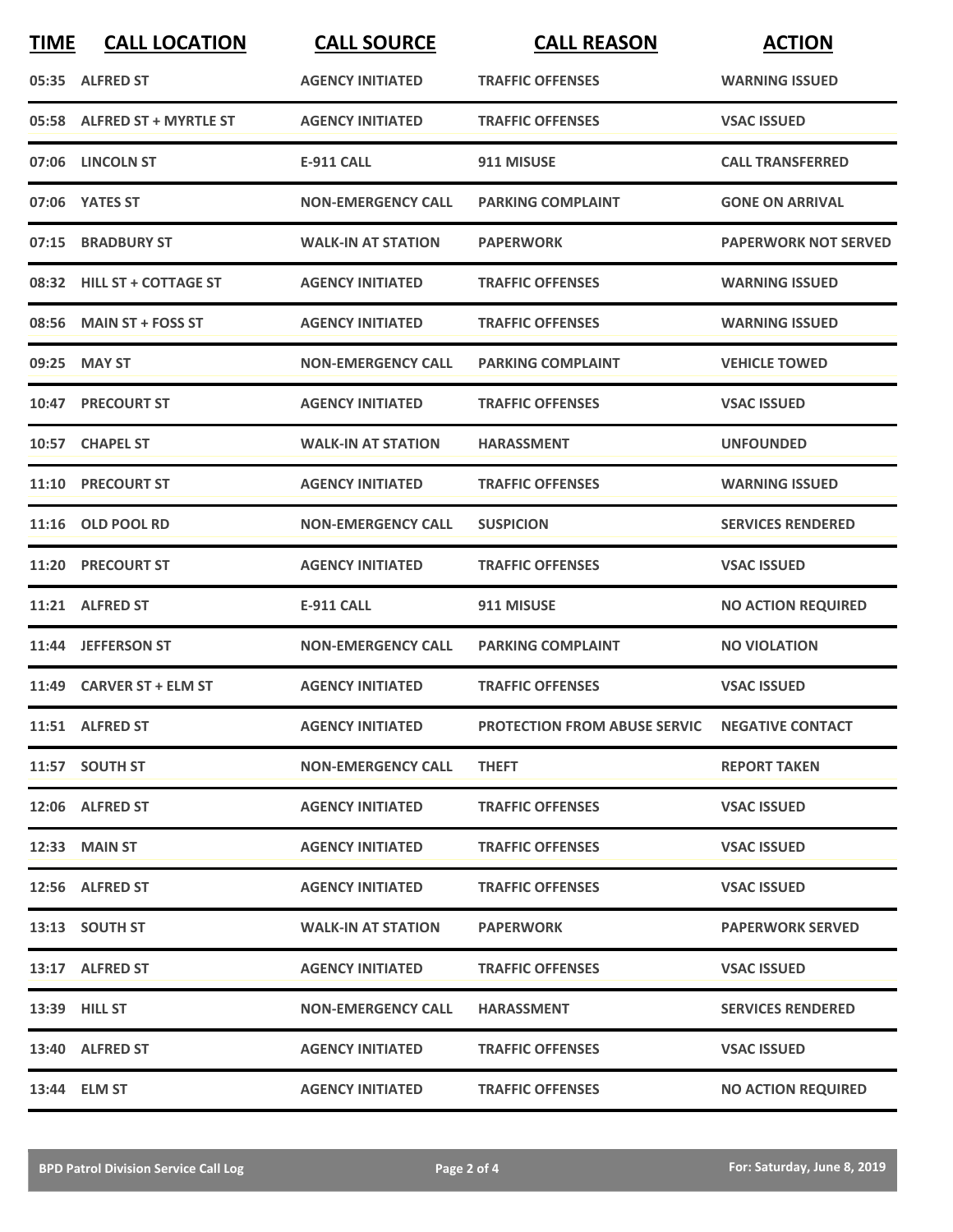| TIME | CALL LOCATION | CALL SOURCE | CALL REASON | ACTION |
|---|---|---|---|---|
| 05:35 | ALFRED ST | AGENCY INITIATED | TRAFFIC OFFENSES | WARNING ISSUED |
| 05:58 | ALFRED ST + MYRTLE ST | AGENCY INITIATED | TRAFFIC OFFENSES | VSAC ISSUED |
| 07:06 | LINCOLN ST | E-911 CALL | 911 MISUSE | CALL TRANSFERRED |
| 07:06 | YATES ST | NON-EMERGENCY CALL | PARKING COMPLAINT | GONE ON ARRIVAL |
| 07:15 | BRADBURY ST | WALK-IN AT STATION | PAPERWORK | PAPERWORK NOT SERVED |
| 08:32 | HILL ST + COTTAGE ST | AGENCY INITIATED | TRAFFIC OFFENSES | WARNING ISSUED |
| 08:56 | MAIN ST + FOSS ST | AGENCY INITIATED | TRAFFIC OFFENSES | WARNING ISSUED |
| 09:25 | MAY ST | NON-EMERGENCY CALL | PARKING COMPLAINT | VEHICLE TOWED |
| 10:47 | PRECOURT ST | AGENCY INITIATED | TRAFFIC OFFENSES | VSAC ISSUED |
| 10:57 | CHAPEL ST | WALK-IN AT STATION | HARASSMENT | UNFOUNDED |
| 11:10 | PRECOURT ST | AGENCY INITIATED | TRAFFIC OFFENSES | WARNING ISSUED |
| 11:16 | OLD POOL RD | NON-EMERGENCY CALL | SUSPICION | SERVICES RENDERED |
| 11:20 | PRECOURT ST | AGENCY INITIATED | TRAFFIC OFFENSES | VSAC ISSUED |
| 11:21 | ALFRED ST | E-911 CALL | 911 MISUSE | NO ACTION REQUIRED |
| 11:44 | JEFFERSON ST | NON-EMERGENCY CALL | PARKING COMPLAINT | NO VIOLATION |
| 11:49 | CARVER ST + ELM ST | AGENCY INITIATED | TRAFFIC OFFENSES | VSAC ISSUED |
| 11:51 | ALFRED ST | AGENCY INITIATED | PROTECTION FROM ABUSE SERVIC | NEGATIVE CONTACT |
| 11:57 | SOUTH ST | NON-EMERGENCY CALL | THEFT | REPORT TAKEN |
| 12:06 | ALFRED ST | AGENCY INITIATED | TRAFFIC OFFENSES | VSAC ISSUED |
| 12:33 | MAIN ST | AGENCY INITIATED | TRAFFIC OFFENSES | VSAC ISSUED |
| 12:56 | ALFRED ST | AGENCY INITIATED | TRAFFIC OFFENSES | VSAC ISSUED |
| 13:13 | SOUTH ST | WALK-IN AT STATION | PAPERWORK | PAPERWORK SERVED |
| 13:17 | ALFRED ST | AGENCY INITIATED | TRAFFIC OFFENSES | VSAC ISSUED |
| 13:39 | HILL ST | NON-EMERGENCY CALL | HARASSMENT | SERVICES RENDERED |
| 13:40 | ALFRED ST | AGENCY INITIATED | TRAFFIC OFFENSES | VSAC ISSUED |
| 13:44 | ELM ST | AGENCY INITIATED | TRAFFIC OFFENSES | NO ACTION REQUIRED |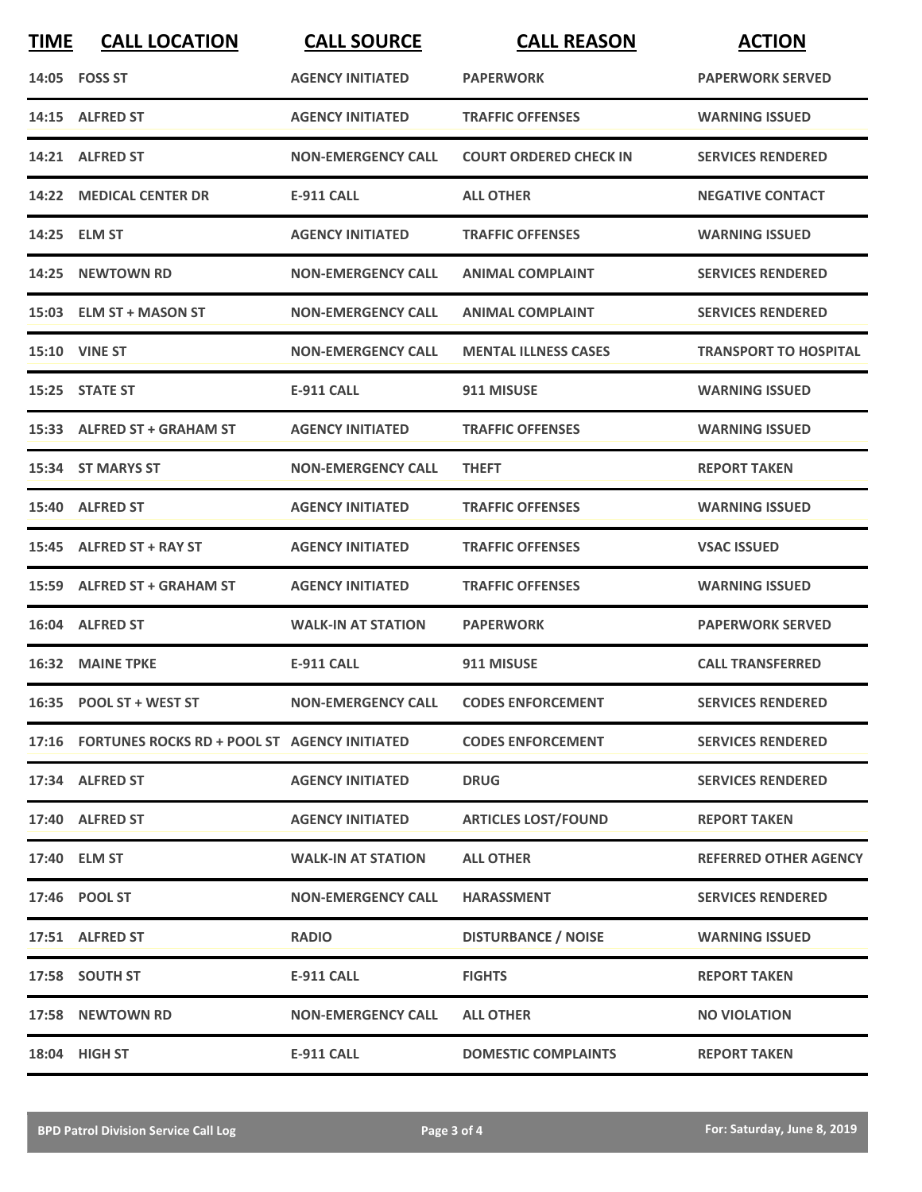| TIME | CALL LOCATION | CALL SOURCE | CALL REASON | ACTION |
|---|---|---|---|---|
| 14:05 | FOSS ST | AGENCY INITIATED | PAPERWORK | PAPERWORK SERVED |
| 14:15 | ALFRED ST | AGENCY INITIATED | TRAFFIC OFFENSES | WARNING ISSUED |
| 14:21 | ALFRED ST | NON-EMERGENCY CALL | COURT ORDERED CHECK IN | SERVICES RENDERED |
| 14:22 | MEDICAL CENTER DR | E-911 CALL | ALL OTHER | NEGATIVE CONTACT |
| 14:25 | ELM ST | AGENCY INITIATED | TRAFFIC OFFENSES | WARNING ISSUED |
| 14:25 | NEWTOWN RD | NON-EMERGENCY CALL | ANIMAL COMPLAINT | SERVICES RENDERED |
| 15:03 | ELM ST + MASON ST | NON-EMERGENCY CALL | ANIMAL COMPLAINT | SERVICES RENDERED |
| 15:10 | VINE ST | NON-EMERGENCY CALL | MENTAL ILLNESS CASES | TRANSPORT TO HOSPITAL |
| 15:25 | STATE ST | E-911 CALL | 911 MISUSE | WARNING ISSUED |
| 15:33 | ALFRED ST + GRAHAM ST | AGENCY INITIATED | TRAFFIC OFFENSES | WARNING ISSUED |
| 15:34 | ST MARYS ST | NON-EMERGENCY CALL | THEFT | REPORT TAKEN |
| 15:40 | ALFRED ST | AGENCY INITIATED | TRAFFIC OFFENSES | WARNING ISSUED |
| 15:45 | ALFRED ST + RAY ST | AGENCY INITIATED | TRAFFIC OFFENSES | VSAC ISSUED |
| 15:59 | ALFRED ST + GRAHAM ST | AGENCY INITIATED | TRAFFIC OFFENSES | WARNING ISSUED |
| 16:04 | ALFRED ST | WALK-IN AT STATION | PAPERWORK | PAPERWORK SERVED |
| 16:32 | MAINE TPKE | E-911 CALL | 911 MISUSE | CALL TRANSFERRED |
| 16:35 | POOL ST + WEST ST | NON-EMERGENCY CALL | CODES ENFORCEMENT | SERVICES RENDERED |
| 17:16 | FORTUNES ROCKS RD + POOL ST | AGENCY INITIATED | CODES ENFORCEMENT | SERVICES RENDERED |
| 17:34 | ALFRED ST | AGENCY INITIATED | DRUG | SERVICES RENDERED |
| 17:40 | ALFRED ST | AGENCY INITIATED | ARTICLES LOST/FOUND | REPORT TAKEN |
| 17:40 | ELM ST | WALK-IN AT STATION | ALL OTHER | REFERRED OTHER AGENCY |
| 17:46 | POOL ST | NON-EMERGENCY CALL | HARASSMENT | SERVICES RENDERED |
| 17:51 | ALFRED ST | RADIO | DISTURBANCE / NOISE | WARNING ISSUED |
| 17:58 | SOUTH ST | E-911 CALL | FIGHTS | REPORT TAKEN |
| 17:58 | NEWTOWN RD | NON-EMERGENCY CALL | ALL OTHER | NO VIOLATION |
| 18:04 | HIGH ST | E-911 CALL | DOMESTIC COMPLAINTS | REPORT TAKEN |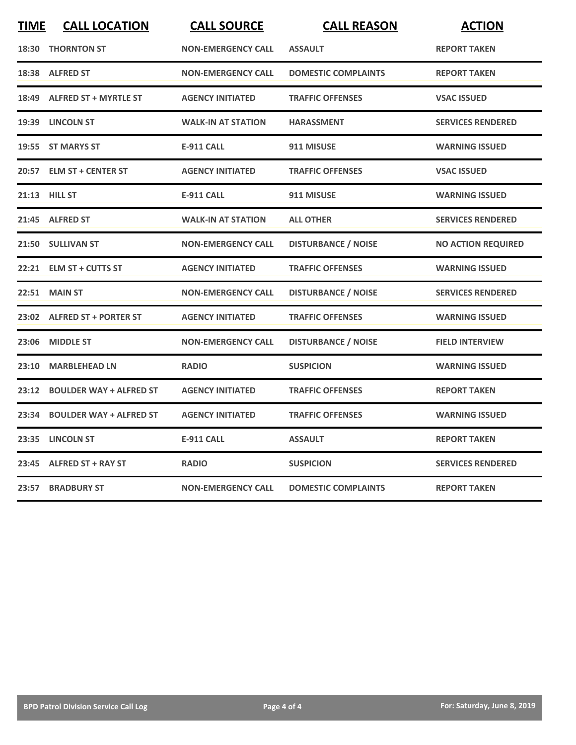| TIME | CALL LOCATION | CALL SOURCE | CALL REASON | ACTION |
|---|---|---|---|---|
| 18:30 | THORNTON ST | NON-EMERGENCY CALL | ASSAULT | REPORT TAKEN |
| 18:38 | ALFRED ST | NON-EMERGENCY CALL | DOMESTIC COMPLAINTS | REPORT TAKEN |
| 18:49 | ALFRED ST + MYRTLE ST | AGENCY INITIATED | TRAFFIC OFFENSES | VSAC ISSUED |
| 19:39 | LINCOLN ST | WALK-IN AT STATION | HARASSMENT | SERVICES RENDERED |
| 19:55 | ST MARYS ST | E-911 CALL | 911 MISUSE | WARNING ISSUED |
| 20:57 | ELM ST + CENTER ST | AGENCY INITIATED | TRAFFIC OFFENSES | VSAC ISSUED |
| 21:13 | HILL ST | E-911 CALL | 911 MISUSE | WARNING ISSUED |
| 21:45 | ALFRED ST | WALK-IN AT STATION | ALL OTHER | SERVICES RENDERED |
| 21:50 | SULLIVAN ST | NON-EMERGENCY CALL | DISTURBANCE / NOISE | NO ACTION REQUIRED |
| 22:21 | ELM ST + CUTTS ST | AGENCY INITIATED | TRAFFIC OFFENSES | WARNING ISSUED |
| 22:51 | MAIN ST | NON-EMERGENCY CALL | DISTURBANCE / NOISE | SERVICES RENDERED |
| 23:02 | ALFRED ST + PORTER ST | AGENCY INITIATED | TRAFFIC OFFENSES | WARNING ISSUED |
| 23:06 | MIDDLE ST | NON-EMERGENCY CALL | DISTURBANCE / NOISE | FIELD INTERVIEW |
| 23:10 | MARBLEHEAD LN | RADIO | SUSPICION | WARNING ISSUED |
| 23:12 | BOULDER WAY + ALFRED ST | AGENCY INITIATED | TRAFFIC OFFENSES | REPORT TAKEN |
| 23:34 | BOULDER WAY + ALFRED ST | AGENCY INITIATED | TRAFFIC OFFENSES | WARNING ISSUED |
| 23:35 | LINCOLN ST | E-911 CALL | ASSAULT | REPORT TAKEN |
| 23:45 | ALFRED ST + RAY ST | RADIO | SUSPICION | SERVICES RENDERED |
| 23:57 | BRADBURY ST | NON-EMERGENCY CALL | DOMESTIC COMPLAINTS | REPORT TAKEN |